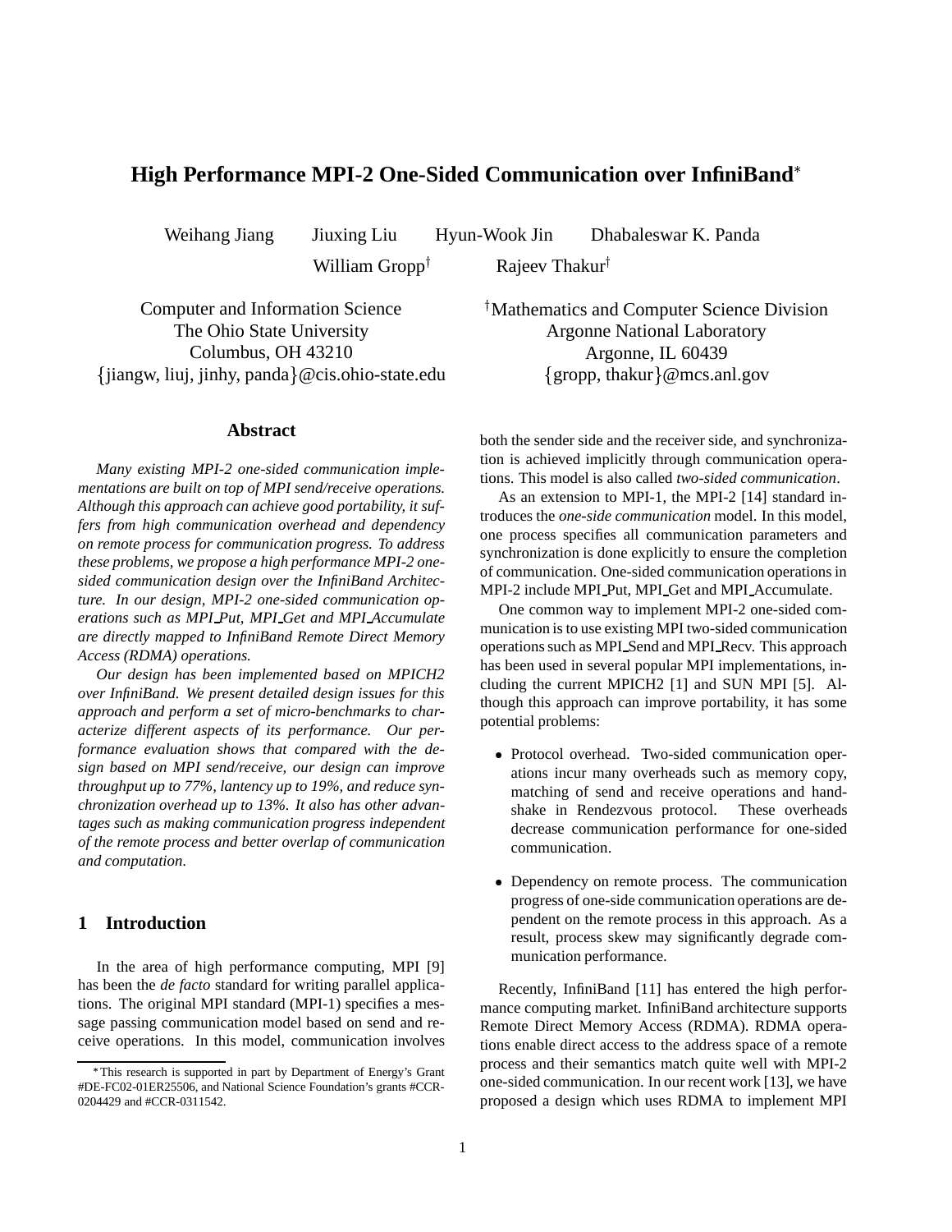# High Performance MPI-2 One-Sided Communication over InfiniBand*

Weihang Jiang Jiuxing Liu Hyun-Wook Jin Dhabaleswar K. Panda

William Gropp† Rajeev Thakur†

Computer and Information Science
The Ohio State University
Columbus, OH 43210
{jiangw, liuj, jinhy, panda}@cis.ohio-state.edu

†Mathematics and Computer Science Division
Argonne National Laboratory
Argonne, IL 60439
{gropp, thakur}@mcs.anl.gov

## Abstract

*Many existing MPI-2 one-sided communication implementations are built on top of MPI send/receive operations. Although this approach can achieve good portability, it suffers from high communication overhead and dependency on remote process for communication progress. To address these problems, we propose a high performance MPI-2 one-sided communication design over the InfiniBand Architecture. In our design, MPI-2 one-sided communication operations such as MPI_Put, MPI_Get and MPI_Accumulate are directly mapped to InfiniBand Remote Direct Memory Access (RDMA) operations.*

*Our design has been implemented based on MPICH2 over InfiniBand. We present detailed design issues for this approach and perform a set of micro-benchmarks to characterize different aspects of its performance. Our performance evaluation shows that compared with the design based on MPI send/receive, our design can improve throughput up to 77%, lantency up to 19%, and reduce synchronization overhead up to 13%. It also has other advantages such as making communication progress independent of the remote process and better overlap of communication and computation.*

## 1 Introduction

In the area of high performance computing, MPI [9] has been the *de facto* standard for writing parallel applications. The original MPI standard (MPI-1) specifies a message passing communication model based on send and receive operations. In this model, communication involves both the sender side and the receiver side, and synchronization is achieved implicitly through communication operations. This model is also called *two-sided communication*.

As an extension to MPI-1, the MPI-2 [14] standard introduces the *one-side communication* model. In this model, one process specifies all communication parameters and synchronization is done explicitly to ensure the completion of communication. One-sided communication operations in MPI-2 include MPI_Put, MPI_Get and MPI_Accumulate.

One common way to implement MPI-2 one-sided communication is to use existing MPI two-sided communication operations such as MPI_Send and MPI_Recv. This approach has been used in several popular MPI implementations, including the current MPICH2 [1] and SUN MPI [5]. Although this approach can improve portability, it has some potential problems:

- Protocol overhead. Two-sided communication operations incur many overheads such as memory copy, matching of send and receive operations and handshake in Rendezvous protocol. These overheads decrease communication performance for one-sided communication.
- Dependency on remote process. The communication progress of one-side communication operations are dependent on the remote process in this approach. As a result, process skew may significantly degrade communication performance.

Recently, InfiniBand [11] has entered the high performance computing market. InfiniBand architecture supports Remote Direct Memory Access (RDMA). RDMA operations enable direct access to the address space of a remote process and their semantics match quite well with MPI-2 one-sided communication. In our recent work [13], we have proposed a design which uses RDMA to implement MPI

*This research is supported in part by Department of Energy's Grant #DE-FC02-01ER25506, and National Science Foundation's grants #CCR-0204429 and #CCR-0311542.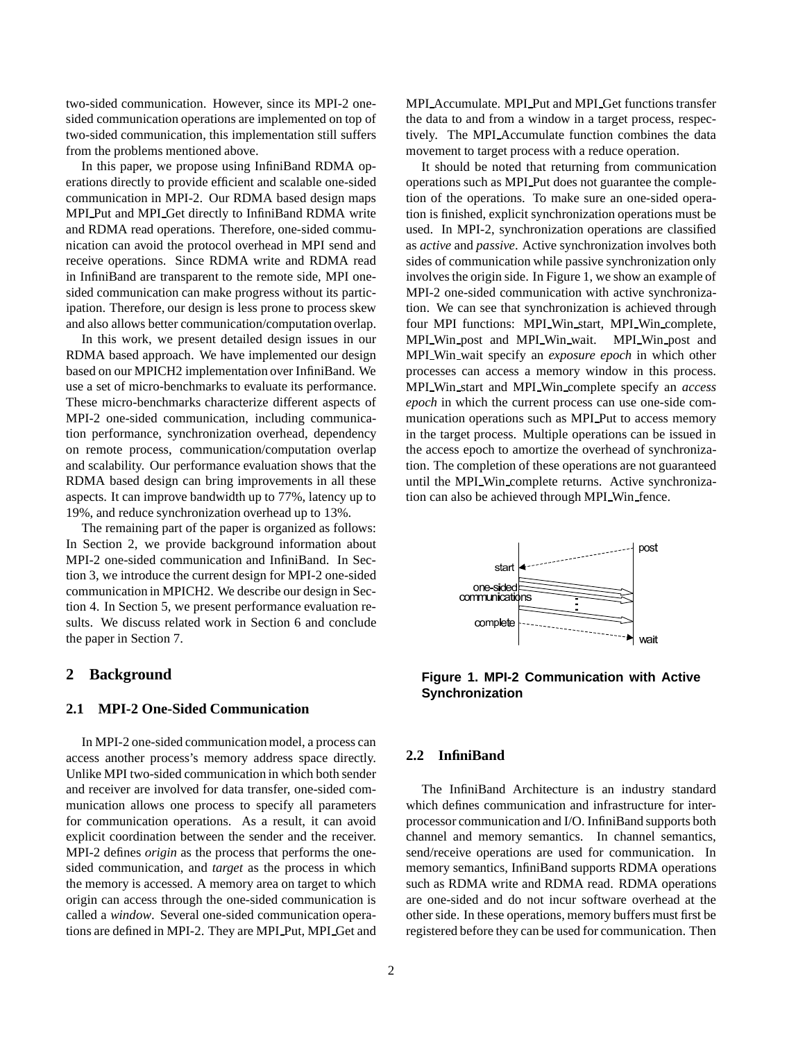two-sided communication. However, since its MPI-2 one-sided communication operations are implemented on top of two-sided communication, this implementation still suffers from the problems mentioned above.

In this paper, we propose using InfiniBand RDMA operations directly to provide efficient and scalable one-sided communication in MPI-2. Our RDMA based design maps MPI_Put and MPI_Get directly to InfiniBand RDMA write and RDMA read operations. Therefore, one-sided communication can avoid the protocol overhead in MPI send and receive operations. Since RDMA write and RDMA read in InfiniBand are transparent to the remote side, MPI one-sided communication can make progress without its participation. Therefore, our design is less prone to process skew and also allows better communication/computation overlap.

In this work, we present detailed design issues in our RDMA based approach. We have implemented our design based on our MPICH2 implementation over InfiniBand. We use a set of micro-benchmarks to evaluate its performance. These micro-benchmarks characterize different aspects of MPI-2 one-sided communication, including communication performance, synchronization overhead, dependency on remote process, communication/computation overlap and scalability. Our performance evaluation shows that the RDMA based design can bring improvements in all these aspects. It can improve bandwidth up to 77%, latency up to 19%, and reduce synchronization overhead up to 13%.

The remaining part of the paper is organized as follows: In Section 2, we provide background information about MPI-2 one-sided communication and InfiniBand. In Section 3, we introduce the current design for MPI-2 one-sided communication in MPICH2. We describe our design in Section 4. In Section 5, we present performance evaluation results. We discuss related work in Section 6 and conclude the paper in Section 7.

## 2 Background

### 2.1 MPI-2 One-Sided Communication

In MPI-2 one-sided communication model, a process can access another process's memory address space directly. Unlike MPI two-sided communication in which both sender and receiver are involved for data transfer, one-sided communication allows one process to specify all parameters for communication operations. As a result, it can avoid explicit coordination between the sender and the receiver. MPI-2 defines *origin* as the process that performs the one-sided communication, and *target* as the process in which the memory is accessed. A memory area on target to which origin can access through the one-sided communication is called a *window*. Several one-sided communication operations are defined in MPI-2. They are MPI_Put, MPI_Get and MPI_Accumulate. MPI_Put and MPI_Get functions transfer the data to and from a window in a target process, respectively. The MPI_Accumulate function combines the data movement to target process with a reduce operation.

It should be noted that returning from communication operations such as MPI_Put does not guarantee the completion of the operations. To make sure an one-sided operation is finished, explicit synchronization operations must be used. In MPI-2, synchronization operations are classified as *active* and *passive*. Active synchronization involves both sides of communication while passive synchronization only involves the origin side. In Figure 1, we show an example of MPI-2 one-sided communication with active synchronization. We can see that synchronization is achieved through four MPI functions: MPI_Win_start, MPI_Win_complete, MPI_Win_post and MPI_Win_wait. MPI_Win_post and MPI_Win_wait specify an *exposure epoch* in which other processes can access a memory window in this process. MPI_Win_start and MPI_Win_complete specify an *access epoch* in which the current process can use one-side communication operations such as MPI_Put to access memory in the target process. Multiple operations can be issued in the access epoch to amortize the overhead of synchronization. The completion of these operations are not guaranteed until the MPI_Win_complete returns. Active synchronization can also be achieved through MPI_Win_fence.

**Figure 1. MPI-2 Communication with Active Synchronization**

### 2.2 InfiniBand

The InfiniBand Architecture is an industry standard which defines communication and infrastructure for interprocessor communication and I/O. InfiniBand supports both channel and memory semantics. In channel semantics, send/receive operations are used for communication. In memory semantics, InfiniBand supports RDMA operations such as RDMA write and RDMA read. RDMA operations are one-sided and do not incur software overhead at the other side. In these operations, memory buffers must first be registered before they can be used for communication. Then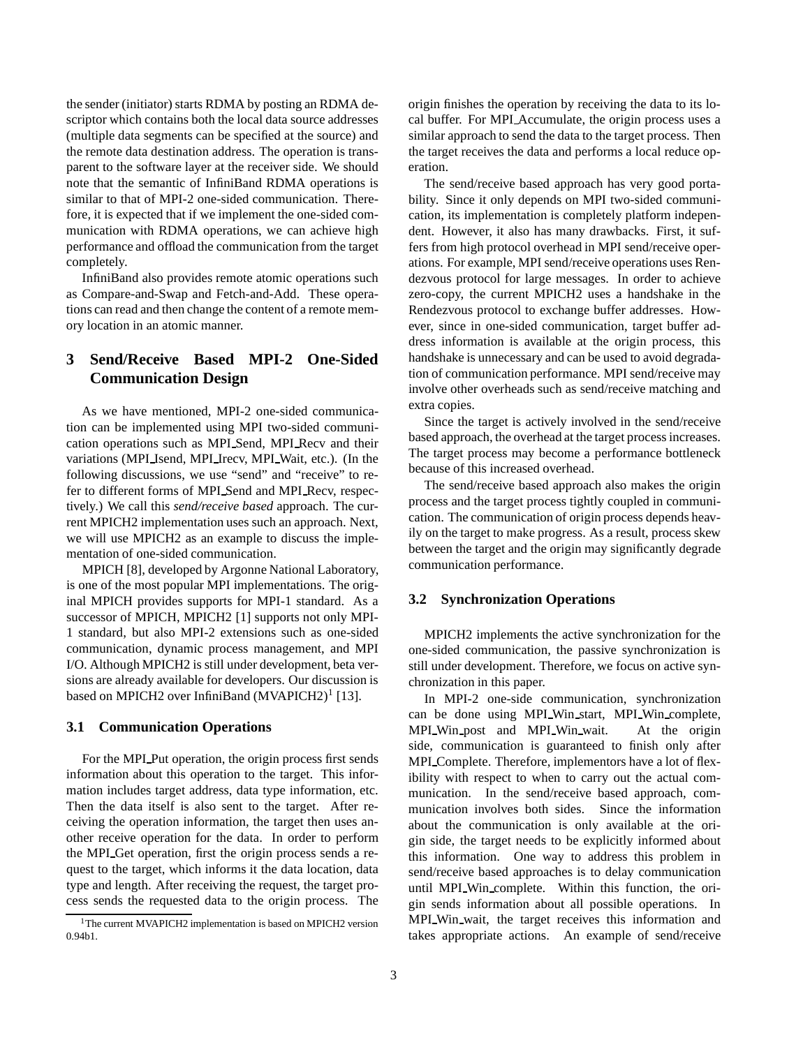the sender (initiator) starts RDMA by posting an RDMA descriptor which contains both the local data source addresses (multiple data segments can be specified at the source) and the remote data destination address. The operation is transparent to the software layer at the receiver side. We should note that the semantic of InfiniBand RDMA operations is similar to that of MPI-2 one-sided communication. Therefore, it is expected that if we implement the one-sided communication with RDMA operations, we can achieve high performance and offload the communication from the target completely.

InfiniBand also provides remote atomic operations such as Compare-and-Swap and Fetch-and-Add. These operations can read and then change the content of a remote memory location in an atomic manner.

# 3 Send/Receive Based MPI-2 One-Sided Communication Design

As we have mentioned, MPI-2 one-sided communication can be implemented using MPI two-sided communication operations such as MPI_Send, MPI_Recv and their variations (MPI_Isend, MPI_Irecv, MPI_Wait, etc.). (In the following discussions, we use "send" and "receive" to refer to different forms of MPI_Send and MPI_Recv, respectively.) We call this *send/receive based* approach. The current MPICH2 implementation uses such an approach. Next, we will use MPICH2 as an example to discuss the implementation of one-sided communication.

MPICH [8], developed by Argonne National Laboratory, is one of the most popular MPI implementations. The original MPICH provides supports for MPI-1 standard. As a successor of MPICH, MPICH2 [1] supports not only MPI-1 standard, but also MPI-2 extensions such as one-sided communication, dynamic process management, and MPI I/O. Although MPICH2 is still under development, beta versions are already available for developers. Our discussion is based on MPICH2 over InfiniBand (MVAPICH2)[1] [13].

## 3.1 Communication Operations

For the MPI_Put operation, the origin process first sends information about this operation to the target. This information includes target address, data type information, etc. Then the data itself is also sent to the target. After receiving the operation information, the target then uses another receive operation for the data. In order to perform the MPI_Get operation, first the origin process sends a request to the target, which informs it the data location, data type and length. After receiving the request, the target process sends the requested data to the origin process. The origin finishes the operation by receiving the data to its local buffer. For MPI_Accumulate, the origin process uses a similar approach to send the data to the target process. Then the target receives the data and performs a local reduce operation.

The send/receive based approach has very good portability. Since it only depends on MPI two-sided communication, its implementation is completely platform independent. However, it also has many drawbacks. First, it suffers from high protocol overhead in MPI send/receive operations. For example, MPI send/receive operations uses Rendezvous protocol for large messages. In order to achieve zero-copy, the current MPICH2 uses a handshake in the Rendezvous protocol to exchange buffer addresses. However, since in one-sided communication, target buffer address information is available at the origin process, this handshake is unnecessary and can be used to avoid degradation of communication performance. MPI send/receive may involve other overheads such as send/receive matching and extra copies.

Since the target is actively involved in the send/receive based approach, the overhead at the target process increases. The target process may become a performance bottleneck because of this increased overhead.

The send/receive based approach also makes the origin process and the target process tightly coupled in communication. The communication of origin process depends heavily on the target to make progress. As a result, process skew between the target and the origin may significantly degrade communication performance.

## 3.2 Synchronization Operations

MPICH2 implements the active synchronization for the one-sided communication, the passive synchronization is still under development. Therefore, we focus on active synchronization in this paper.

In MPI-2 one-side communication, synchronization can be done using MPI_Win_start, MPI_Win_complete, MPI_Win_post and MPI_Win_wait. At the origin side, communication is guaranteed to finish only after MPI_Complete. Therefore, implementors have a lot of flexibility with respect to when to carry out the actual communication. In the send/receive based approach, communication involves both sides. Since the information about the communication is only available at the origin side, the target needs to be explicitly informed about this information. One way to address this problem in send/receive based approaches is to delay communication until MPI_Win_complete. Within this function, the origin sends information about all possible operations. In MPI_Win_wait, the target receives this information and takes appropriate actions. An example of send/receive

[1] The current MVAPICH2 implementation is based on MPICH2 version 0.94b1.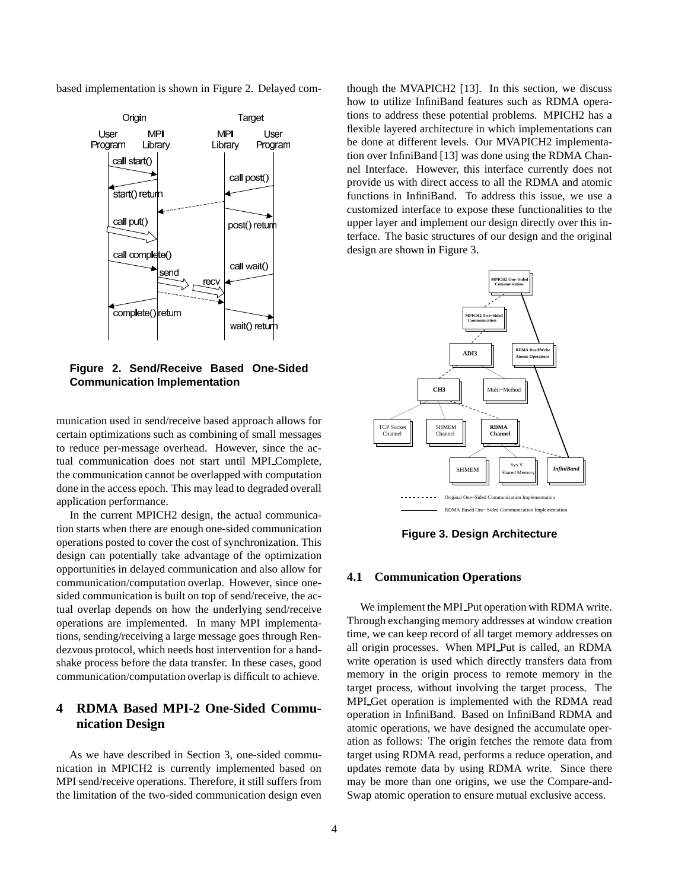based implementation is shown in Figure 2. Delayed communication used in send/receive based approach allows for certain optimizations such as combining of small messages to reduce per-message overhead. However, since the actual communication does not start until MPI_Complete, the communication cannot be overlapped with computation done in the access epoch. This may lead to degraded overall application performance.

**Figure 2. Send/Receive Based One-Sided Communication Implementation**

In the current MPICH2 design, the actual communication starts when there are enough one-sided communication operations posted to cover the cost of synchronization. This design can potentially take advantage of the optimization opportunities in delayed communication and also allow for communication/computation overlap. However, since one-sided communication is built on top of send/receive, the actual overlap depends on how the underlying send/receive operations are implemented. In many MPI implementations, sending/receiving a large message goes through Rendezvous protocol, which needs host intervention for a handshake process before the data transfer. In these cases, good communication/computation overlap is difficult to achieve.

## 4 RDMA Based MPI-2 One-Sided Communication Design

As we have described in Section 3, one-sided communication in MPICH2 is currently implemented based on MPI send/receive operations. Therefore, it still suffers from the limitation of the two-sided communication design even though the MVAPICH2 [13]. In this section, we discuss how to utilize InfiniBand features such as RDMA operations to address these potential problems. MPICH2 has a flexible layered architecture in which implementations can be done at different levels. Our MVAPICH2 implementation over InfiniBand [13] was done using the RDMA Channel Interface. However, this interface currently does not provide us with direct access to all the RDMA and atomic functions in InfiniBand. To address this issue, we use a customized interface to expose these functionalities to the upper layer and implement our design directly over this interface. The basic structures of our design and the original design are shown in Figure 3.

**Figure 3. Design Architecture**

### 4.1 Communication Operations

We implement the MPI_Put operation with RDMA write. Through exchanging memory addresses at window creation time, we can keep record of all target memory addresses on all origin processes. When MPI_Put is called, an RDMA write operation is used which directly transfers data from memory in the origin process to remote memory in the target process, without involving the target process. The MPI_Get operation is implemented with the RDMA read operation in InfiniBand. Based on InfiniBand RDMA and atomic operations, we have designed the accumulate operation as follows: The origin fetches the remote data from target using RDMA read, performs a reduce operation, and updates remote data by using RDMA write. Since there may be more than one origins, we use the Compare-and-Swap atomic operation to ensure mutual exclusive access.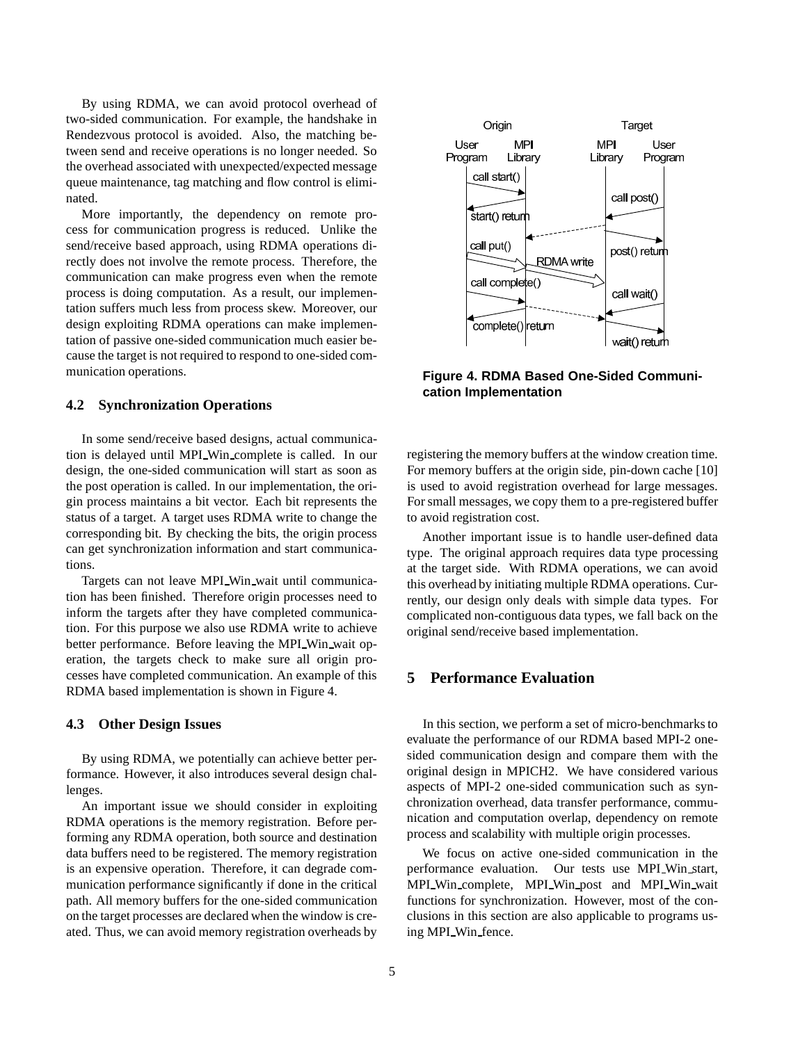By using RDMA, we can avoid protocol overhead of two-sided communication. For example, the handshake in Rendezvous protocol is avoided. Also, the matching between send and receive operations is no longer needed. So the overhead associated with unexpected/expected message queue maintenance, tag matching and flow control is eliminated.

More importantly, the dependency on remote process for communication progress is reduced. Unlike the send/receive based approach, using RDMA operations directly does not involve the remote process. Therefore, the communication can make progress even when the remote process is doing computation. As a result, our implementation suffers much less from process skew. Moreover, our design exploiting RDMA operations can make implementation of passive one-sided communication much easier because the target is not required to respond to one-sided communication operations.

### 4.2 Synchronization Operations

In some send/receive based designs, actual communication is delayed until MPI_Win_complete is called. In our design, the one-sided communication will start as soon as the post operation is called. In our implementation, the origin process maintains a bit vector. Each bit represents the status of a target. A target uses RDMA write to change the corresponding bit. By checking the bits, the origin process can get synchronization information and start communications.

Targets can not leave MPI_Win_wait until communication has been finished. Therefore origin processes need to inform the targets after they have completed communication. For this purpose we also use RDMA write to achieve better performance. Before leaving the MPI_Win_wait operation, the targets check to make sure all origin processes have completed communication. An example of this RDMA based implementation is shown in Figure 4.

**Figure 4. RDMA Based One-Sided Communication Implementation**

### 4.3 Other Design Issues

By using RDMA, we potentially can achieve better performance. However, it also introduces several design challenges.

An important issue we should consider in exploiting RDMA operations is the memory registration. Before performing any RDMA operation, both source and destination data buffers need to be registered. The memory registration is an expensive operation. Therefore, it can degrade communication performance significantly if done in the critical path. All memory buffers for the one-sided communication on the target processes are declared when the window is created. Thus, we can avoid memory registration overheads by registering the memory buffers at the window creation time. For memory buffers at the origin side, pin-down cache [10] is used to avoid registration overhead for large messages. For small messages, we copy them to a pre-registered buffer to avoid registration cost.

Another important issue is to handle user-defined data type. The original approach requires data type processing at the target side. With RDMA operations, we can avoid this overhead by initiating multiple RDMA operations. Currently, our design only deals with simple data types. For complicated non-contiguous data types, we fall back on the original send/receive based implementation.

## 5 Performance Evaluation

In this section, we perform a set of micro-benchmarks to evaluate the performance of our RDMA based MPI-2 one-sided communication design and compare them with the original design in MPICH2. We have considered various aspects of MPI-2 one-sided communication such as synchronization overhead, data transfer performance, communication and computation overlap, dependency on remote process and scalability with multiple origin processes.

We focus on active one-sided communication in the performance evaluation. Our tests use MPI_Win_start, MPI_Win_complete, MPI_Win_post and MPI_Win_wait functions for synchronization. However, most of the conclusions in this section are also applicable to programs using MPI_Win_fence.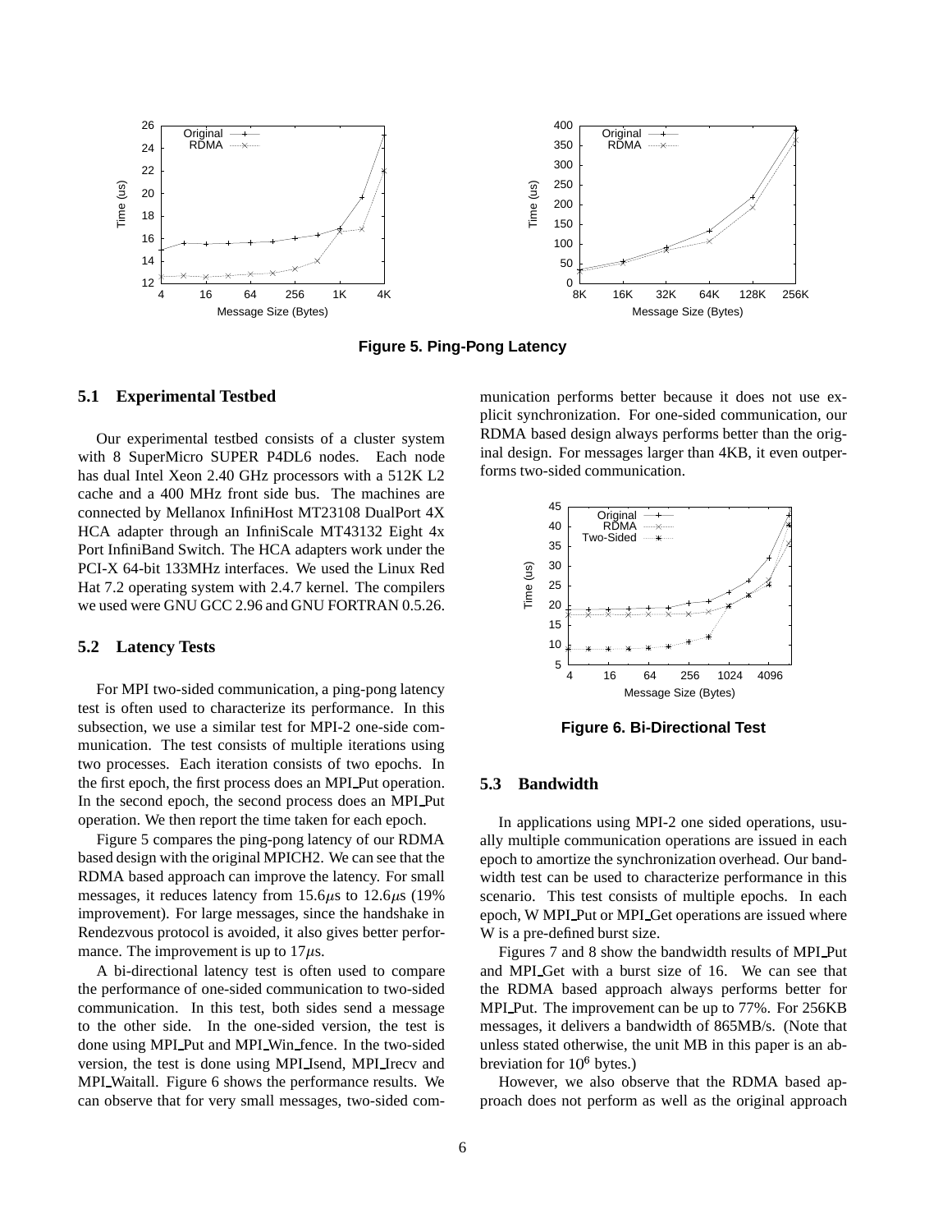Figure 5. Ping-Pong Latency

### 5.1 Experimental Testbed

Our experimental testbed consists of a cluster system with 8 SuperMicro SUPER P4DL6 nodes. Each node has dual Intel Xeon 2.40 GHz processors with a 512K L2 cache and a 400 MHz front side bus. The machines are connected by Mellanox InfiniHost MT23108 DualPort 4X HCA adapter through an InfiniScale MT43132 Eight 4x Port InfiniBand Switch. The HCA adapters work under the PCI-X 64-bit 133MHz interfaces. We used the Linux Red Hat 7.2 operating system with 2.4.7 kernel. The compilers we used were GNU GCC 2.96 and GNU FORTRAN 0.5.26.

### 5.2 Latency Tests

For MPI two-sided communication, a ping-pong latency test is often used to characterize its performance. In this subsection, we use a similar test for MPI-2 one-side communication. The test consists of multiple iterations using two processes. Each iteration consists of two epochs. In the first epoch, the first process does an MPI_Put operation. In the second epoch, the second process does an MPI_Put operation. We then report the time taken for each epoch.

Figure 5 compares the ping-pong latency of our RDMA based design with the original MPICH2. We can see that the RDMA based approach can improve the latency. For small messages, it reduces latency from 15.6$\mu$s to 12.6$\mu$s (19% improvement). For large messages, since the handshake in Rendezvous protocol is avoided, it also gives better performance. The improvement is up to 17$\mu$s.

A bi-directional latency test is often used to compare the performance of one-sided communication to two-sided communication. In this test, both sides send a message to the other side. In the one-sided version, the test is done using MPI_Put and MPI_Win_fence. In the two-sided version, the test is done using MPI_Isend, MPI_Irecv and MPI_Waitall. Figure 6 shows the performance results. We can observe that for very small messages, two-sided communication performs better because it does not use explicit synchronization. For one-sided communication, our RDMA based design always performs better than the original design. For messages larger than 4KB, it even outperforms two-sided communication.

Figure 6. Bi-Directional Test

### 5.3 Bandwidth

In applications using MPI-2 one sided operations, usually multiple communication operations are issued in each epoch to amortize the synchronization overhead. Our bandwidth test can be used to characterize performance in this scenario. This test consists of multiple epochs. In each epoch, W MPI_Put or MPI_Get operations are issued where W is a pre-defined burst size.

Figures 7 and 8 show the bandwidth results of MPI_Put and MPI_Get with a burst size of 16. We can see that the RDMA based approach always performs better for MPI_Put. The improvement can be up to 77%. For 256KB messages, it delivers a bandwidth of 865MB/s. (Note that unless stated otherwise, the unit MB in this paper is an abbreviation for $10^6$ bytes.)

However, we also observe that the RDMA based approach does not perform as well as the original approach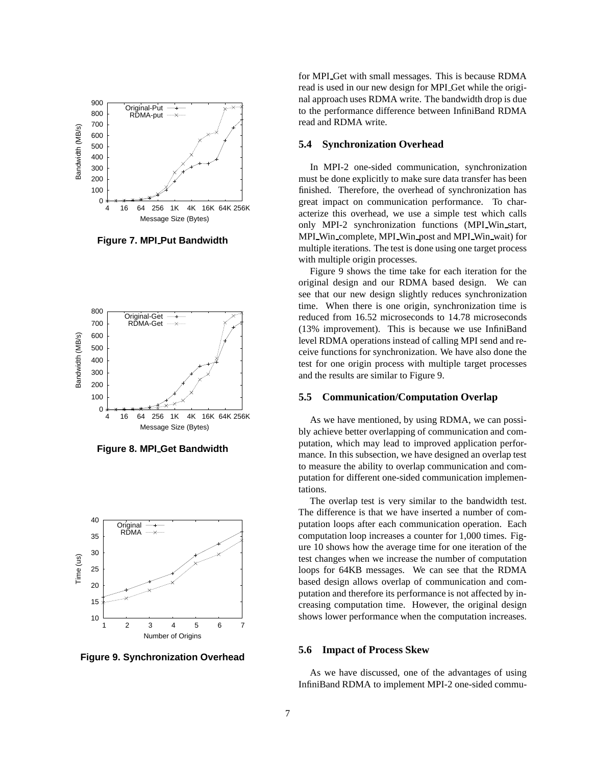Figure 7. MPI_Put Bandwidth

Figure 8. MPI_Get Bandwidth

Figure 9. Synchronization Overhead

for MPI_Get with small messages. This is because RDMA read is used in our new design for MPI_Get while the original approach uses RDMA write. The bandwidth drop is due to the performance difference between InfiniBand RDMA read and RDMA write.

### 5.4 Synchronization Overhead

In MPI-2 one-sided communication, synchronization must be done explicitly to make sure data transfer has been finished. Therefore, the overhead of synchronization has great impact on communication performance. To characterize this overhead, we use a simple test which calls only MPI-2 synchronization functions (MPI_Win_start, MPI_Win_complete, MPI_Win_post and MPI_Win_wait) for multiple iterations. The test is done using one target process with multiple origin processes.

Figure 9 shows the time take for each iteration for the original design and our RDMA based design. We can see that our new design slightly reduces synchronization time. When there is one origin, synchronization time is reduced from 16.52 microseconds to 14.78 microseconds (13% improvement). This is because we use InfiniBand level RDMA operations instead of calling MPI send and receive functions for synchronization. We have also done the test for one origin process with multiple target processes and the results are similar to Figure 9.

### 5.5 Communication/Computation Overlap

As we have mentioned, by using RDMA, we can possibly achieve better overlapping of communication and computation, which may lead to improved application performance. In this subsection, we have designed an overlap test to measure the ability to overlap communication and computation for different one-sided communication implementations.

The overlap test is very similar to the bandwidth test. The difference is that we have inserted a number of computation loops after each communication operation. Each computation loop increases a counter for 1,000 times. Figure 10 shows how the average time for one iteration of the test changes when we increase the number of computation loops for 64KB messages. We can see that the RDMA based design allows overlap of communication and computation and therefore its performance is not affected by increasing computation time. However, the original design shows lower performance when the computation increases.

### 5.6 Impact of Process Skew

As we have discussed, one of the advantages of using InfiniBand RDMA to implement MPI-2 one-sided commu-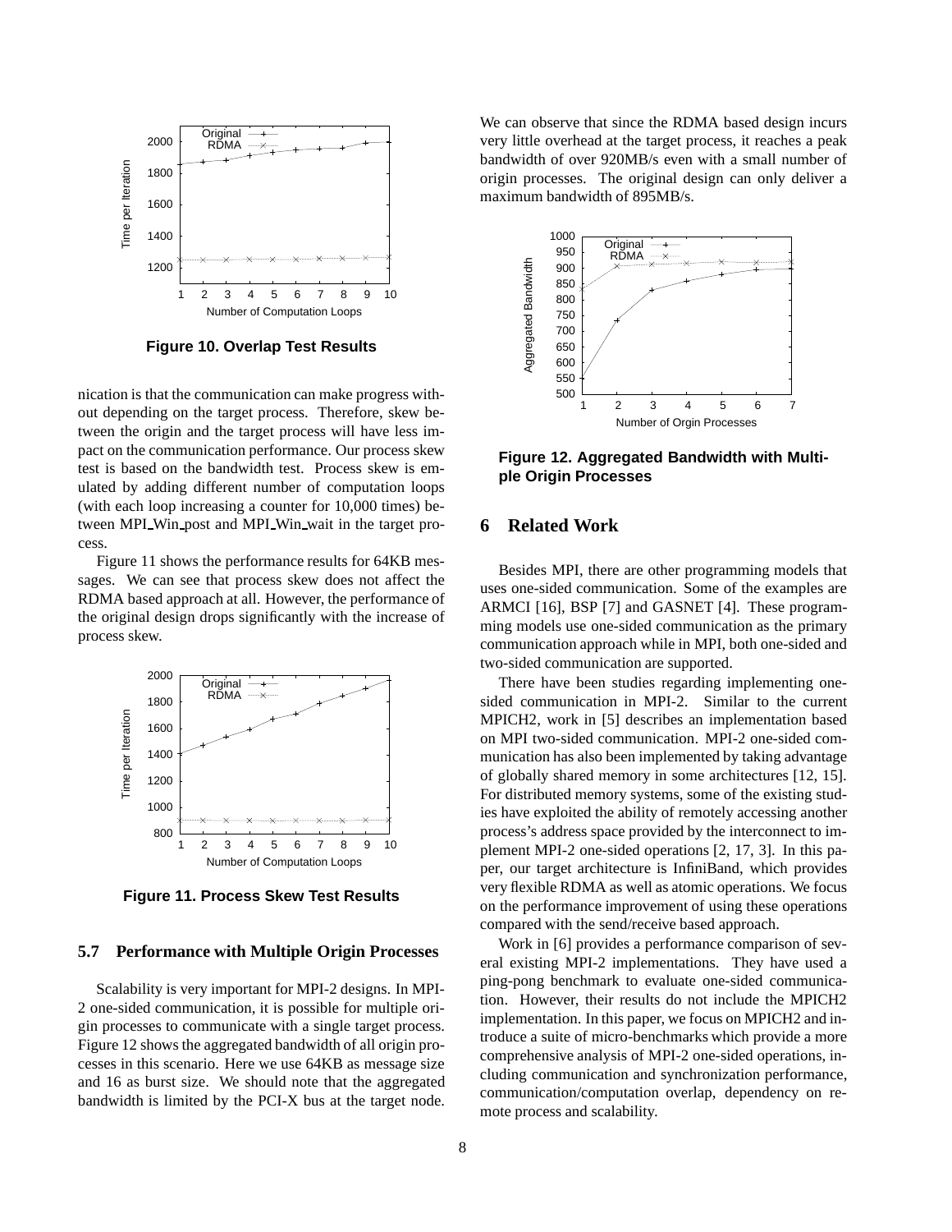Figure 10. Overlap Test Results

nication is that the communication can make progress without depending on the target process. Therefore, skew between the origin and the target process will have less impact on the communication performance. Our process skew test is based on the bandwidth test. Process skew is emulated by adding different number of computation loops (with each loop increasing a counter for 10,000 times) between MPI_Win_post and MPI_Win_wait in the target process.

Figure 11 shows the performance results for 64KB messages. We can see that process skew does not affect the RDMA based approach at all. However, the performance of the original design drops significantly with the increase of process skew.

Figure 11. Process Skew Test Results

### 5.7 Performance with Multiple Origin Processes

Scalability is very important for MPI-2 designs. In MPI-2 one-sided communication, it is possible for multiple origin processes to communicate with a single target process. Figure 12 shows the aggregated bandwidth of all origin processes in this scenario. Here we use 64KB as message size and 16 as burst size. We should note that the aggregated bandwidth is limited by the PCI-X bus at the target node. We can observe that since the RDMA based design incurs very little overhead at the target process, it reaches a peak bandwidth of over 920MB/s even with a small number of origin processes. The original design can only deliver a maximum bandwidth of 895MB/s.

Figure 12. Aggregated Bandwidth with Multiple Origin Processes

## 6 Related Work

Besides MPI, there are other programming models that uses one-sided communication. Some of the examples are ARMCI [16], BSP [7] and GASNET [4]. These programming models use one-sided communication as the primary communication approach while in MPI, both one-sided and two-sided communication are supported.

There have been studies regarding implementing one-sided communication in MPI-2. Similar to the current MPICH2, work in [5] describes an implementation based on MPI two-sided communication. MPI-2 one-sided communication has also been implemented by taking advantage of globally shared memory in some architectures [12, 15]. For distributed memory systems, some of the existing studies have exploited the ability of remotely accessing another process's address space provided by the interconnect to implement MPI-2 one-sided operations [2, 17, 3]. In this paper, our target architecture is InfiniBand, which provides very flexible RDMA as well as atomic operations. We focus on the performance improvement of using these operations compared with the send/receive based approach.

Work in [6] provides a performance comparison of several existing MPI-2 implementations. They have used a ping-pong benchmark to evaluate one-sided communication. However, their results do not include the MPICH2 implementation. In this paper, we focus on MPICH2 and introduce a suite of micro-benchmarks which provide a more comprehensive analysis of MPI-2 one-sided operations, including communication and synchronization performance, communication/computation overlap, dependency on remote process and scalability.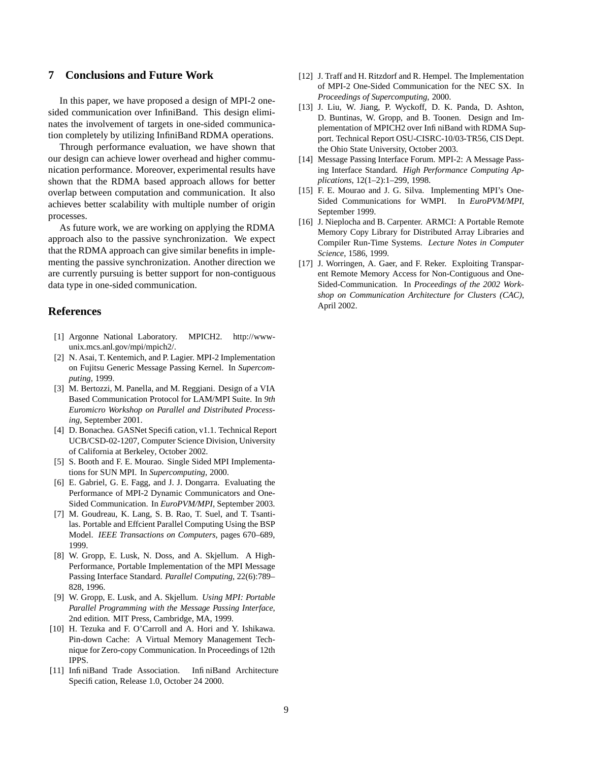## 7 Conclusions and Future Work

In this paper, we have proposed a design of MPI-2 one-sided communication over InfiniBand. This design eliminates the involvement of targets in one-sided communication completely by utilizing InfiniBand RDMA operations.

Through performance evaluation, we have shown that our design can achieve lower overhead and higher communication performance. Moreover, experimental results have shown that the RDMA based approach allows for better overlap between computation and communication. It also achieves better scalability with multiple number of origin processes.

As future work, we are working on applying the RDMA approach also to the passive synchronization. We expect that the RDMA approach can give similar benefits in implementing the passive synchronization. Another direction we are currently pursuing is better support for non-contiguous data type in one-sided communication.

## References

[1] Argonne National Laboratory. MPICH2. http://www-unix.mcs.anl.gov/mpi/mpich2/.

[2] N. Asai, T. Kentemich, and P. Lagier. MPI-2 Implementation on Fujitsu Generic Message Passing Kernel. In *Supercomputing*, 1999.

[3] M. Bertozzi, M. Panella, and M. Reggiani. Design of a VIA Based Communication Protocol for LAM/MPI Suite. In *9th Euromicro Workshop on Parallel and Distributed Processing*, September 2001.

[4] D. Bonachea. GASNet Specification, v1.1. Technical Report UCB/CSD-02-1207, Computer Science Division, University of California at Berkeley, October 2002.

[5] S. Booth and F. E. Mourao. Single Sided MPI Implementations for SUN MPI. In *Supercomputing*, 2000.

[6] E. Gabriel, G. E. Fagg, and J. J. Dongarra. Evaluating the Performance of MPI-2 Dynamic Communicators and One-Sided Communication. In *EuroPVM/MPI*, September 2003.

[7] M. Goudreau, K. Lang, S. B. Rao, T. Suel, and T. Tsantilas. Portable and Effcient Parallel Computing Using the BSP Model. *IEEE Transactions on Computers*, pages 670–689, 1999.

[8] W. Gropp, E. Lusk, N. Doss, and A. Skjellum. A High-Performance, Portable Implementation of the MPI Message Passing Interface Standard. *Parallel Computing*, 22(6):789–828, 1996.

[9] W. Gropp, E. Lusk, and A. Skjellum. *Using MPI: Portable Parallel Programming with the Message Passing Interface*, 2nd edition. MIT Press, Cambridge, MA, 1999.

[10] H. Tezuka and F. O'Carroll and A. Hori and Y. Ishikawa. Pin-down Cache: A Virtual Memory Management Technique for Zero-copy Communication. In Proceedings of 12th IPPS.

[11] InfiniBand Trade Association. InfiniBand Architecture Specification, Release 1.0, October 24 2000.

[12] J. Traff and H. Ritzdorf and R. Hempel. The Implementation of MPI-2 One-Sided Communication for the NEC SX. In *Proceedings of Supercomputing*, 2000.

[13] J. Liu, W. Jiang, P. Wyckoff, D. K. Panda, D. Ashton, D. Buntinas, W. Gropp, and B. Toonen. Design and Implementation of MPICH2 over InfiniBand with RDMA Support. Technical Report OSU-CISRC-10/03-TR56, CIS Dept. the Ohio State University, October 2003.

[14] Message Passing Interface Forum. MPI-2: A Message Passing Interface Standard. *High Performance Computing Applications*, 12(1–2):1–299, 1998.

[15] F. E. Mourao and J. G. Silva. Implementing MPI's One-Sided Communications for WMPI. In *EuroPVM/MPI*, September 1999.

[16] J. Nieplocha and B. Carpenter. ARMCI: A Portable Remote Memory Copy Library for Distributed Array Libraries and Compiler Run-Time Systems. *Lecture Notes in Computer Science*, 1586, 1999.

[17] J. Worringen, A. Gaer, and F. Reker. Exploiting Transparent Remote Memory Access for Non-Contiguous and One-Sided-Communication. In *Proceedings of the 2002 Workshop on Communication Architecture for Clusters (CAC)*, April 2002.